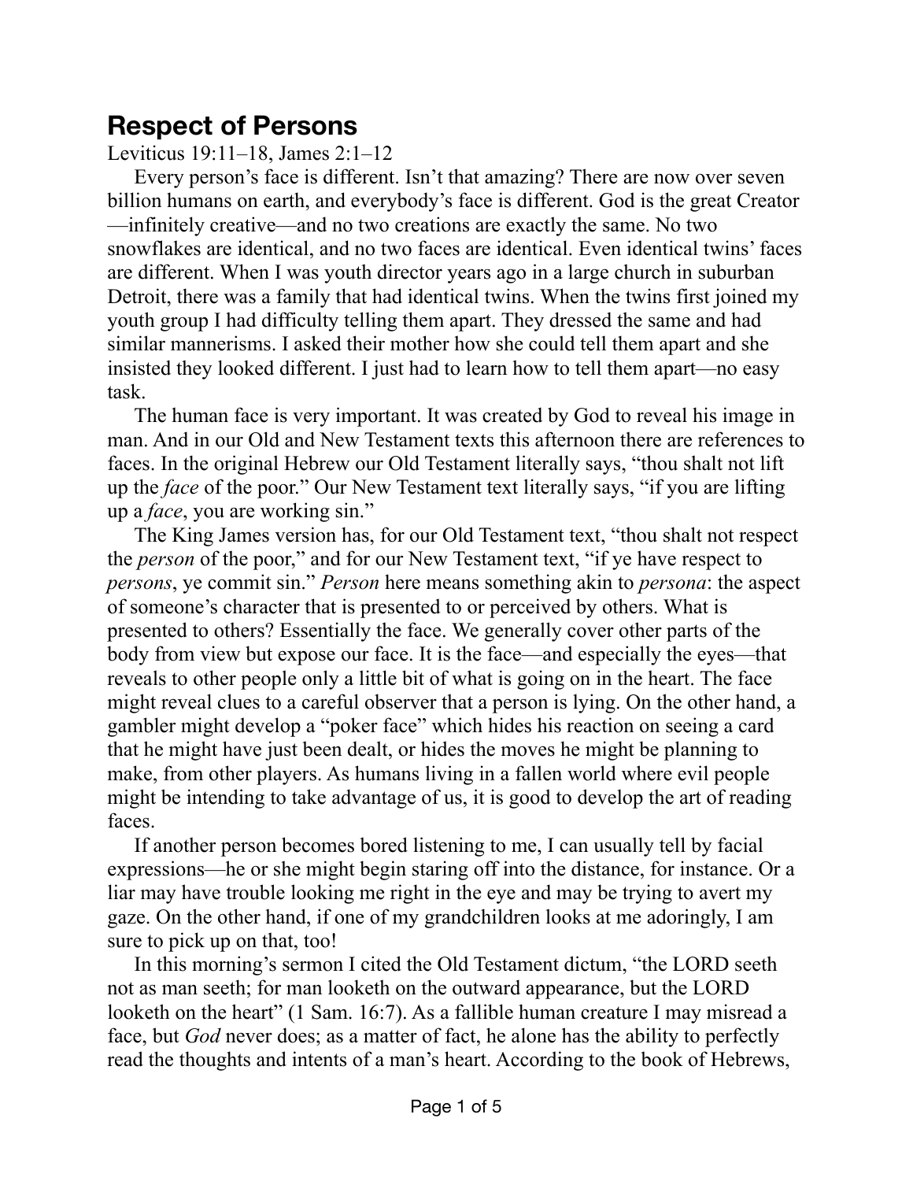# Respect of Persons

Leviticus 19:11–18, James 2:1–12

Every person's face is different. Isn't that amazing? There are now over seven billion humans on earth, and everybody's face is different. God is the great Creator—infinitely creative—and no two creations are exactly the same. No two snowflakes are identical, and no two faces are identical. Even identical twins' faces are different. When I was youth director years ago in a large church in suburban Detroit, there was a family that had identical twins. When the twins first joined my youth group I had difficulty telling them apart. They dressed the same and had similar mannerisms. I asked their mother how she could tell them apart and she insisted they looked different. I just had to learn how to tell them apart—no easy task.

The human face is very important. It was created by God to reveal his image in man. And in our Old and New Testament texts this afternoon there are references to faces. In the original Hebrew our Old Testament literally says, "thou shalt not lift up the *face* of the poor." Our New Testament text literally says, "if you are lifting up a *face*, you are working sin."

The King James version has, for our Old Testament text, "thou shalt not respect the *person* of the poor," and for our New Testament text, "if ye have respect to *persons*, ye commit sin." *Person* here means something akin to *persona*: the aspect of someone's character that is presented to or perceived by others. What is presented to others? Essentially the face. We generally cover other parts of the body from view but expose our face. It is the face—and especially the eyes—that reveals to other people only a little bit of what is going on in the heart. The face might reveal clues to a careful observer that a person is lying. On the other hand, a gambler might develop a "poker face" which hides his reaction on seeing a card that he might have just been dealt, or hides the moves he might be planning to make, from other players. As humans living in a fallen world where evil people might be intending to take advantage of us, it is good to develop the art of reading faces.

If another person becomes bored listening to me, I can usually tell by facial expressions—he or she might begin staring off into the distance, for instance. Or a liar may have trouble looking me right in the eye and may be trying to avert my gaze. On the other hand, if one of my grandchildren looks at me adoringly, I am sure to pick up on that, too!

In this morning's sermon I cited the Old Testament dictum, "the LORD seeth not as man seeth; for man looketh on the outward appearance, but the LORD looketh on the heart" (1 Sam. 16:7). As a fallible human creature I may misread a face, but *God* never does; as a matter of fact, he alone has the ability to perfectly read the thoughts and intents of a man's heart. According to the book of Hebrews,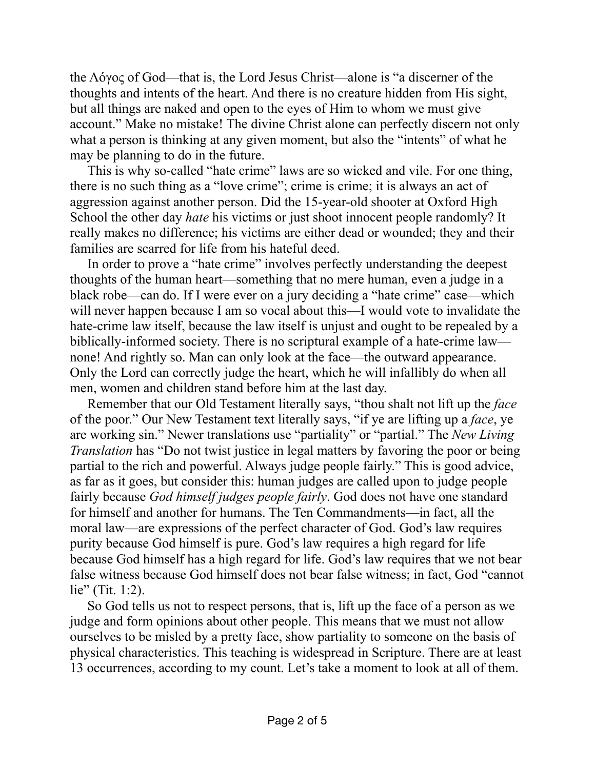the Λόγος of God—that is, the Lord Jesus Christ—alone is "a discerner of the thoughts and intents of the heart. And there is no creature hidden from His sight, but all things are naked and open to the eyes of Him to whom we must give account." Make no mistake! The divine Christ alone can perfectly discern not only what a person is thinking at any given moment, but also the "intents" of what he may be planning to do in the future.

This is why so-called "hate crime" laws are so wicked and vile. For one thing, there is no such thing as a "love crime"; crime is crime; it is always an act of aggression against another person. Did the 15-year-old shooter at Oxford High School the other day *hate* his victims or just shoot innocent people randomly? It really makes no difference; his victims are either dead or wounded; they and their families are scarred for life from his hateful deed.

In order to prove a "hate crime" involves perfectly understanding the deepest thoughts of the human heart—something that no mere human, even a judge in a black robe—can do. If I were ever on a jury deciding a "hate crime" case—which will never happen because I am so vocal about this—I would vote to invalidate the hate-crime law itself, because the law itself is unjust and ought to be repealed by a biblically-informed society. There is no scriptural example of a hate-crime law—none! And rightly so. Man can only look at the face—the outward appearance. Only the Lord can correctly judge the heart, which he will infallibly do when all men, women and children stand before him at the last day.

Remember that our Old Testament literally says, "thou shalt not lift up the *face* of the poor." Our New Testament text literally says, "if ye are lifting up a *face*, ye are working sin." Newer translations use "partiality" or "partial." The *New Living Translation* has "Do not twist justice in legal matters by favoring the poor or being partial to the rich and powerful. Always judge people fairly." This is good advice, as far as it goes, but consider this: human judges are called upon to judge people fairly because *God himself judges people fairly*. God does not have one standard for himself and another for humans. The Ten Commandments—in fact, all the moral law—are expressions of the perfect character of God. God's law requires purity because God himself is pure. God's law requires a high regard for life because God himself has a high regard for life. God's law requires that we not bear false witness because God himself does not bear false witness; in fact, God "cannot lie" (Tit. 1:2).

So God tells us not to respect persons, that is, lift up the face of a person as we judge and form opinions about other people. This means that we must not allow ourselves to be misled by a pretty face, show partiality to someone on the basis of physical characteristics. This teaching is widespread in Scripture. There are at least 13 occurrences, according to my count. Let's take a moment to look at all of them.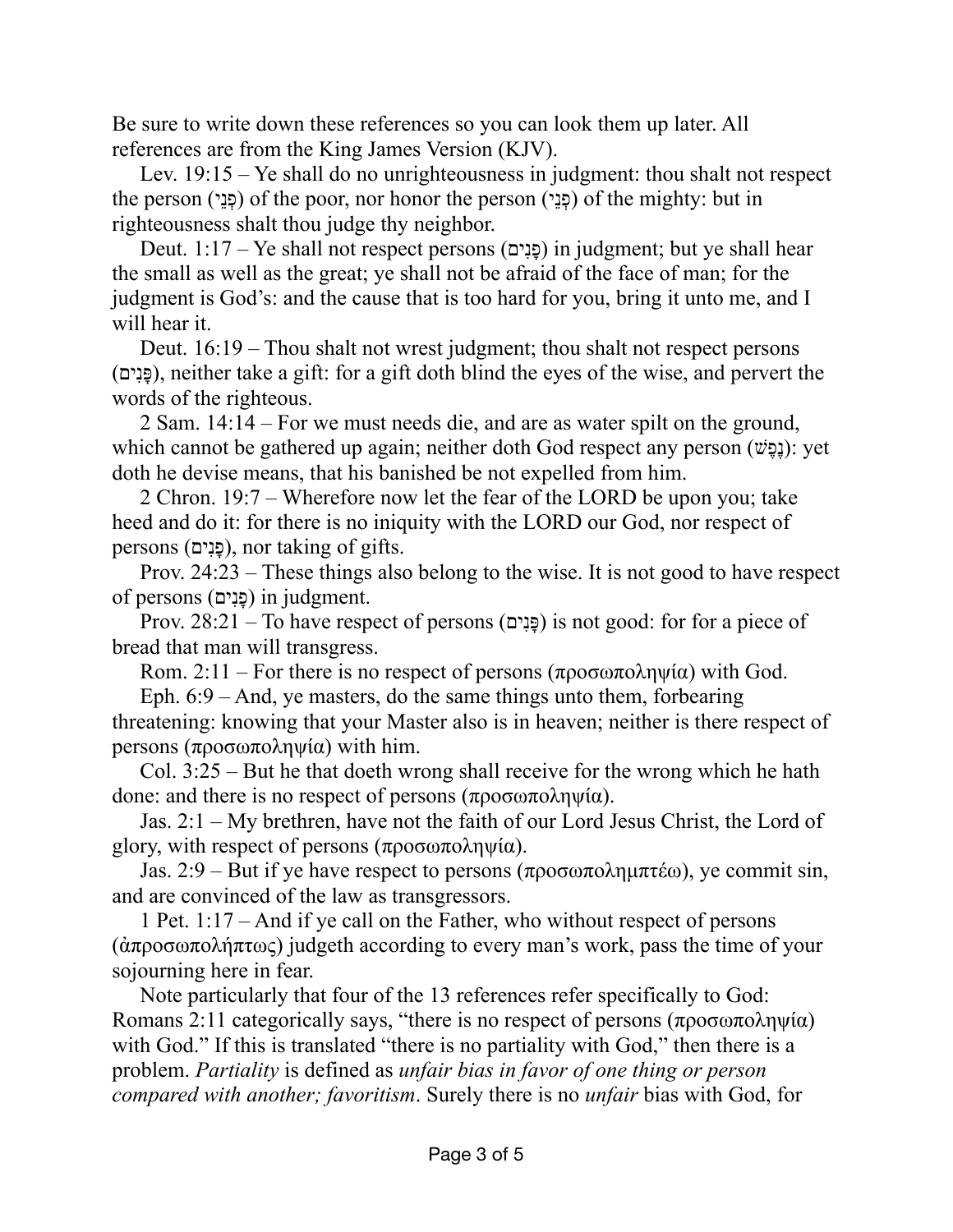Be sure to write down these references so you can look them up later. All references are from the King James Version (KJV).

Lev. 19:15 – Ye shall do no unrighteousness in judgment: thou shalt not respect the person (פְּנֵי) of the poor, nor honor the person (פְּנֵי) of the mighty: but in righteousness shalt thou judge thy neighbor.

Deut. 1:17 – Ye shall not respect persons (פָּנִים) in judgment; but ye shall hear the small as well as the great; ye shall not be afraid of the face of man; for the judgment is God's: and the cause that is too hard for you, bring it unto me, and I will hear it.

Deut. 16:19 – Thou shalt not wrest judgment; thou shalt not respect persons (פָּנִים), neither take a gift: for a gift doth blind the eyes of the wise, and pervert the words of the righteous.

2 Sam. 14:14 – For we must needs die, and are as water spilt on the ground, which cannot be gathered up again; neither doth God respect any person (נֶפֶשׁ): yet doth he devise means, that his banished be not expelled from him.

2 Chron. 19:7 – Wherefore now let the fear of the LORD be upon you; take heed and do it: for there is no iniquity with the LORD our God, nor respect of persons (פָּנִים), nor taking of gifts.

Prov. 24:23 – These things also belong to the wise. It is not good to have respect of persons (פָּנִים) in judgment.

Prov. 28:21 – To have respect of persons (פָּנִים) is not good: for for a piece of bread that man will transgress.

Rom. 2:11 – For there is no respect of persons (προσωποληψία) with God.

Eph. 6:9 – And, ye masters, do the same things unto them, forbearing threatening: knowing that your Master also is in heaven; neither is there respect of persons (προσωποληψία) with him.

Col. 3:25 – But he that doeth wrong shall receive for the wrong which he hath done: and there is no respect of persons (προσωποληψία).

Jas. 2:1 – My brethren, have not the faith of our Lord Jesus Christ, the Lord of glory, with respect of persons (προσωποληψία).

Jas. 2:9 – But if ye have respect to persons (προσωποληπτέω), ye commit sin, and are convinced of the law as transgressors.

1 Pet. 1:17 – And if ye call on the Father, who without respect of persons (ἀπροσωπολήπτως) judgeth according to every man's work, pass the time of your sojourning here in fear.

Note particularly that four of the 13 references refer specifically to God: Romans 2:11 categorically says, "there is no respect of persons (προσωποληψία) with God." If this is translated "there is no partiality with God," then there is a problem. *Partiality* is defined as *unfair bias in favor of one thing or person compared with another; favoritism*. Surely there is no *unfair* bias with God, for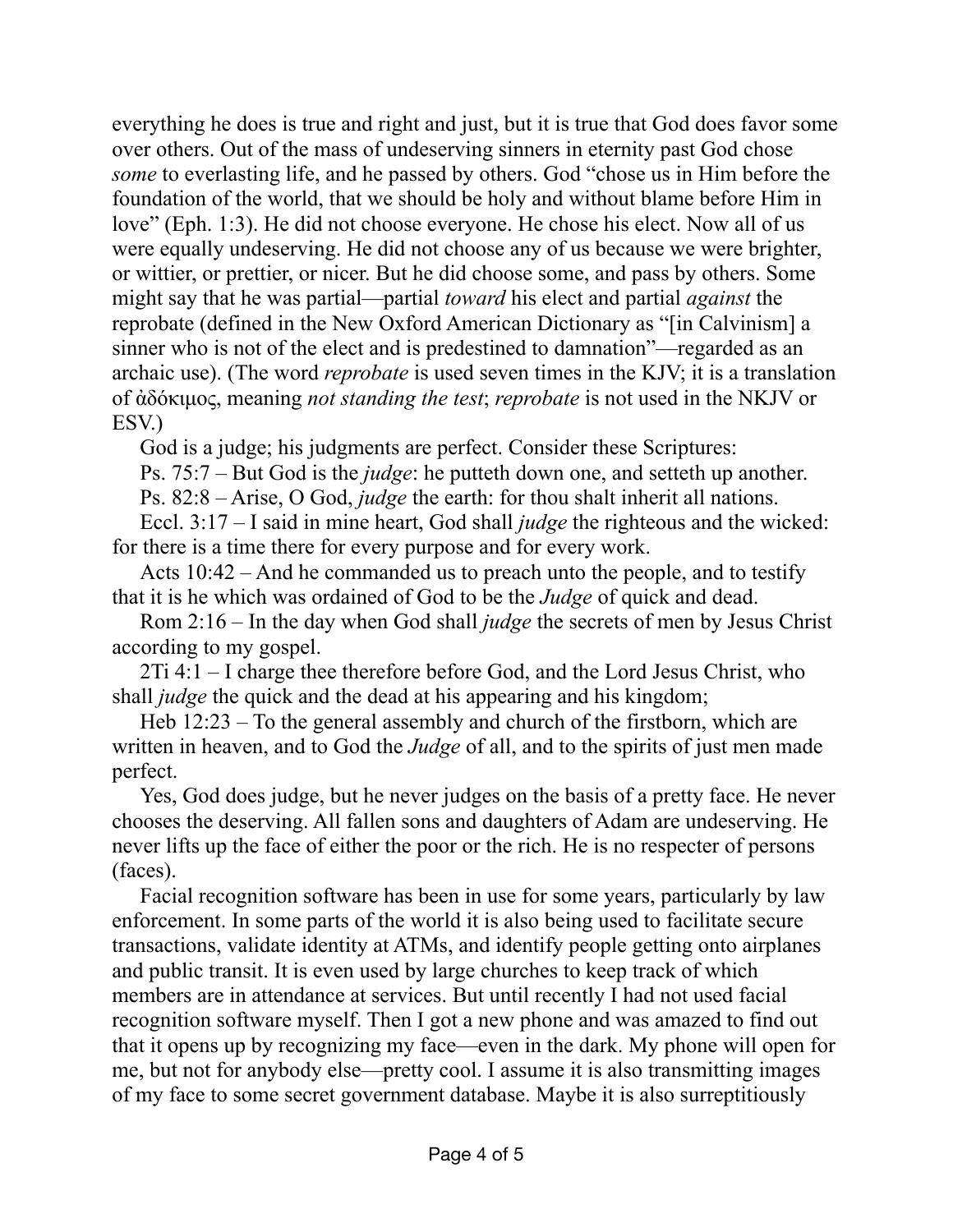everything he does is true and right and just, but it is true that God does favor some over others. Out of the mass of undeserving sinners in eternity past God chose *some* to everlasting life, and he passed by others. God "chose us in Him before the foundation of the world, that we should be holy and without blame before Him in love" (Eph. 1:3). He did not choose everyone. He chose his elect. Now all of us were equally undeserving. He did not choose any of us because we were brighter, or wittier, or prettier, or nicer. But he did choose some, and pass by others. Some might say that he was partial—partial *toward* his elect and partial *against* the reprobate (defined in the New Oxford American Dictionary as "[in Calvinism] a sinner who is not of the elect and is predestined to damnation"—regarded as an archaic use). (The word *reprobate* is used seven times in the KJV; it is a translation of ἀδόκιμος, meaning *not standing the test*; *reprobate* is not used in the NKJV or ESV.)

God is a judge; his judgments are perfect. Consider these Scriptures:

Ps. 75:7 – But God is the *judge*: he putteth down one, and setteth up another.

Ps. 82:8 – Arise, O God, *judge* the earth: for thou shalt inherit all nations.

Eccl. 3:17 – I said in mine heart, God shall *judge* the righteous and the wicked: for there is a time there for every purpose and for every work.

Acts 10:42 – And he commanded us to preach unto the people, and to testify that it is he which was ordained of God to be the *Judge* of quick and dead.

Rom 2:16 – In the day when God shall *judge* the secrets of men by Jesus Christ according to my gospel.

2Ti 4:1 – I charge thee therefore before God, and the Lord Jesus Christ, who shall *judge* the quick and the dead at his appearing and his kingdom;

Heb 12:23 – To the general assembly and church of the firstborn, which are written in heaven, and to God the *Judge* of all, and to the spirits of just men made perfect.

Yes, God does judge, but he never judges on the basis of a pretty face. He never chooses the deserving. All fallen sons and daughters of Adam are undeserving. He never lifts up the face of either the poor or the rich. He is no respecter of persons (faces).

Facial recognition software has been in use for some years, particularly by law enforcement. In some parts of the world it is also being used to facilitate secure transactions, validate identity at ATMs, and identify people getting onto airplanes and public transit. It is even used by large churches to keep track of which members are in attendance at services. But until recently I had not used facial recognition software myself. Then I got a new phone and was amazed to find out that it opens up by recognizing my face—even in the dark. My phone will open for me, but not for anybody else—pretty cool. I assume it is also transmitting images of my face to some secret government database. Maybe it is also surreptitiously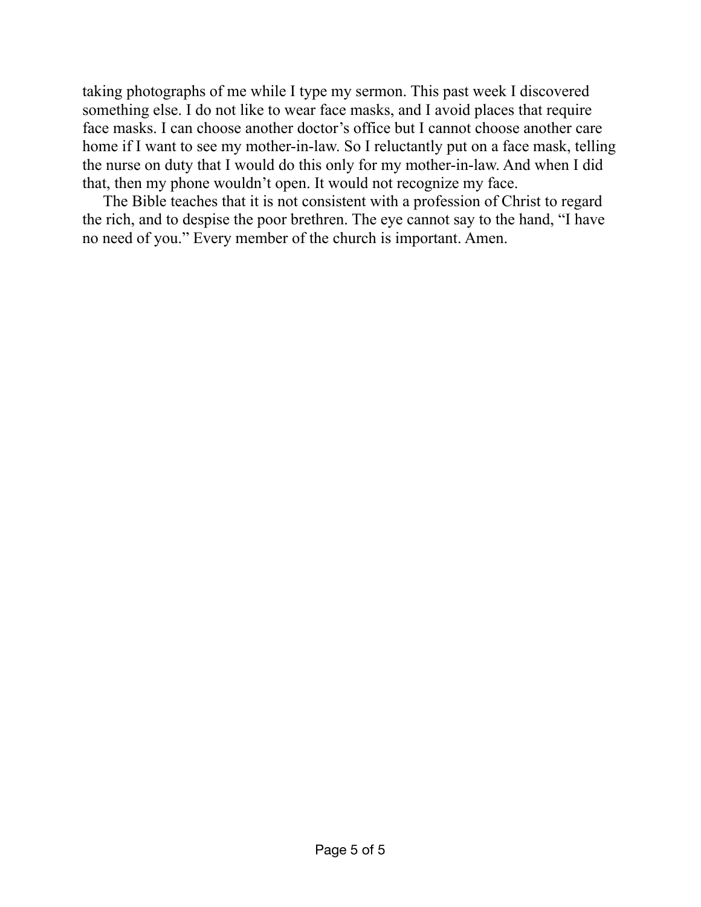taking photographs of me while I type my sermon. This past week I discovered something else. I do not like to wear face masks, and I avoid places that require face masks. I can choose another doctor's office but I cannot choose another care home if I want to see my mother-in-law. So I reluctantly put on a face mask, telling the nurse on duty that I would do this only for my mother-in-law. And when I did that, then my phone wouldn't open. It would not recognize my face.

The Bible teaches that it is not consistent with a profession of Christ to regard the rich, and to despise the poor brethren. The eye cannot say to the hand, "I have no need of you." Every member of the church is important. Amen.